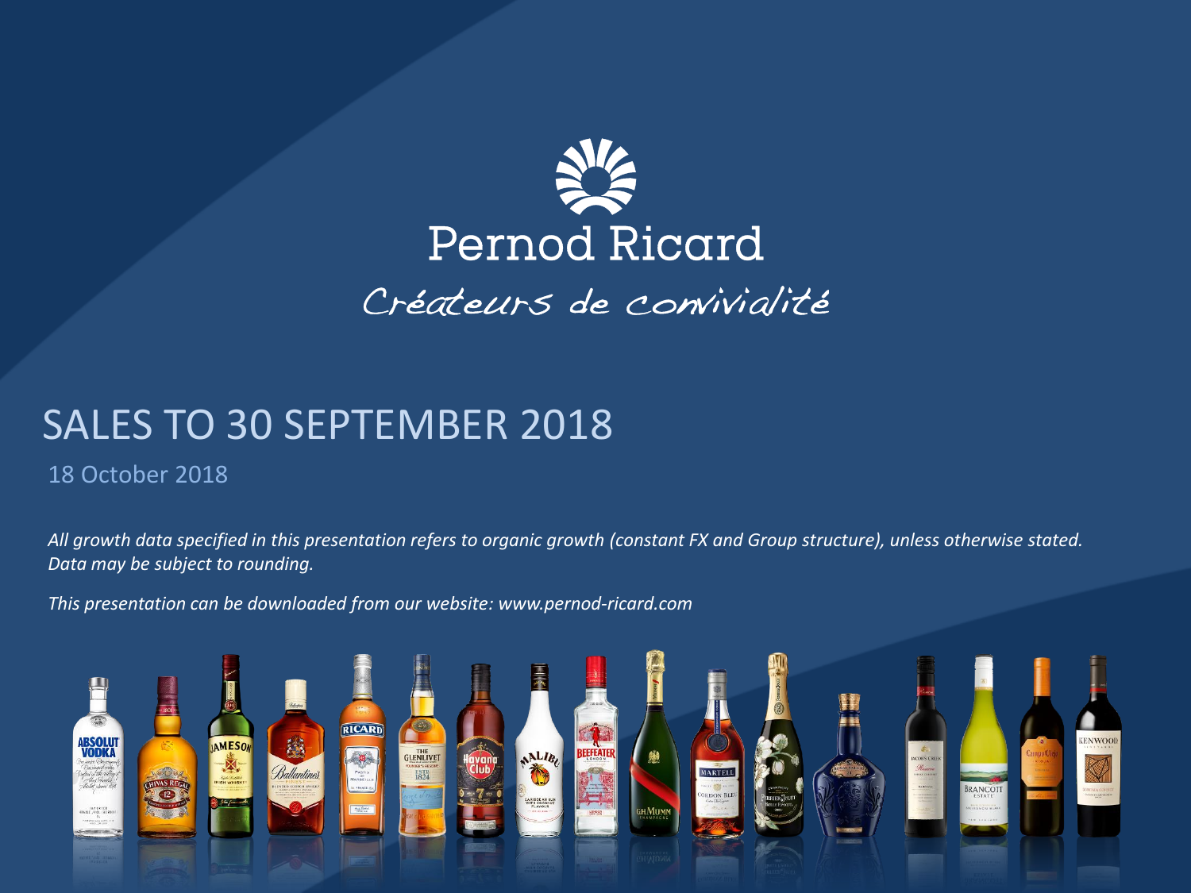Pernod Ricard

*Créateurs de convivialité*

# SALES TO 30 SEPTEMBER 2018

18 October 2018

*All growth data specified in this presentation refers to organic growth (constant FX and Group structure), unless otherwise stated. Data may be subject to rounding.*

*This presentation can be downloaded from our website: www.pernod-ricard.com*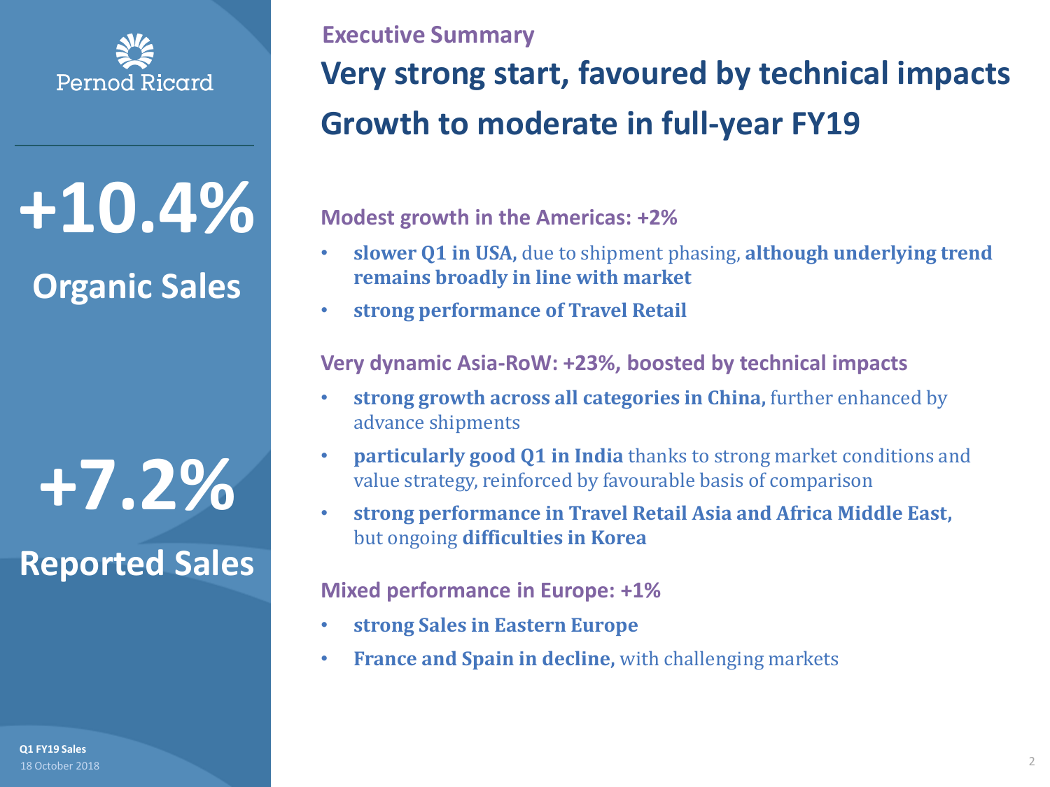Pernod Ricard

**+10.4%**

**Organic Sales**

**+7.2%**

**Reported Sales**

## Executive Summary

# Very strong start, favoured by technical impacts
# Growth to moderate in full-year FY19

### Modest growth in the Americas: +2%

- **slower Q1 in USA,** due to shipment phasing, **although underlying trend remains broadly in line with market**
- **strong performance of Travel Retail**

### Very dynamic Asia-RoW: +23%, boosted by technical impacts

- **strong growth across all categories in China,** further enhanced by advance shipments
- **particularly good Q1 in India** thanks to strong market conditions and value strategy, reinforced by favourable basis of comparison
- **strong performance in Travel Retail Asia and Africa Middle East,** but ongoing **difficulties in Korea**

### Mixed performance in Europe: +1%

- **strong Sales in Eastern Europe**
- **France and Spain in decline,** with challenging markets

**Q1 FY19 Sales**
18 October 2018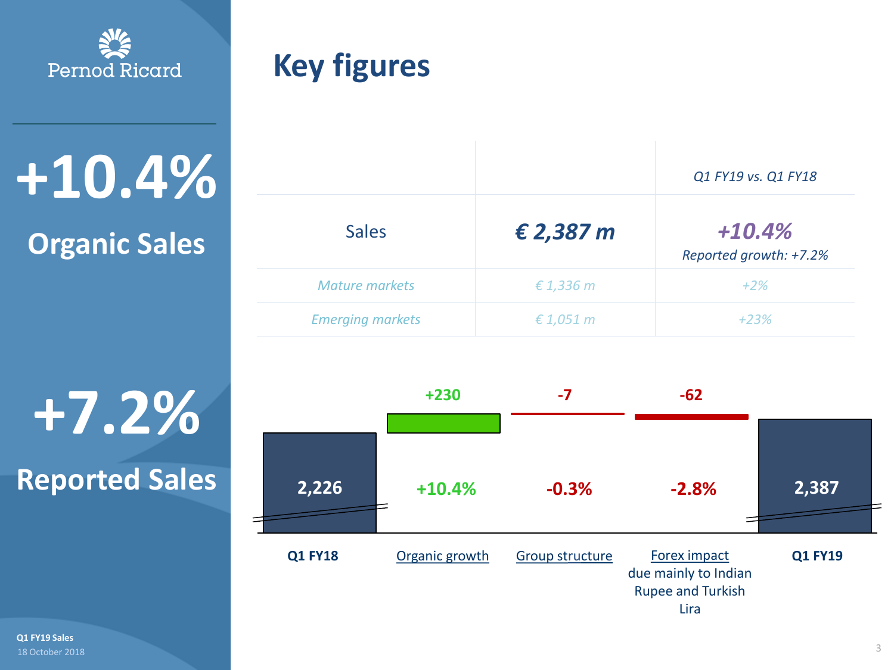Pernod Ricard

**+10.4%**

**Organic Sales**

**+7.2%**

**Reported Sales**

# Key figures

| | | *Q1 FY19 vs. Q1 FY18* |
|---|---|---|
| Sales | ***€ 2,387 m*** | ***+10.4%*** *Reported growth: +7.2%* |
| *Mature markets* | *€ 1,336 m* | *+2%* |
| *Emerging markets* | *€ 1,051 m* | *+23%* |

| Q1 FY18 | Organic growth | Group structure | Forex impact due mainly to Indian Rupee and Turkish Lira | Q1 FY19 |
|---|---|---|---|---|
| 2,226 | +230 | -7 | -62 | 2,387 |
| | +10.4% | -0.3% | -2.8% | |

Q1 FY19 Sales
18 October 2018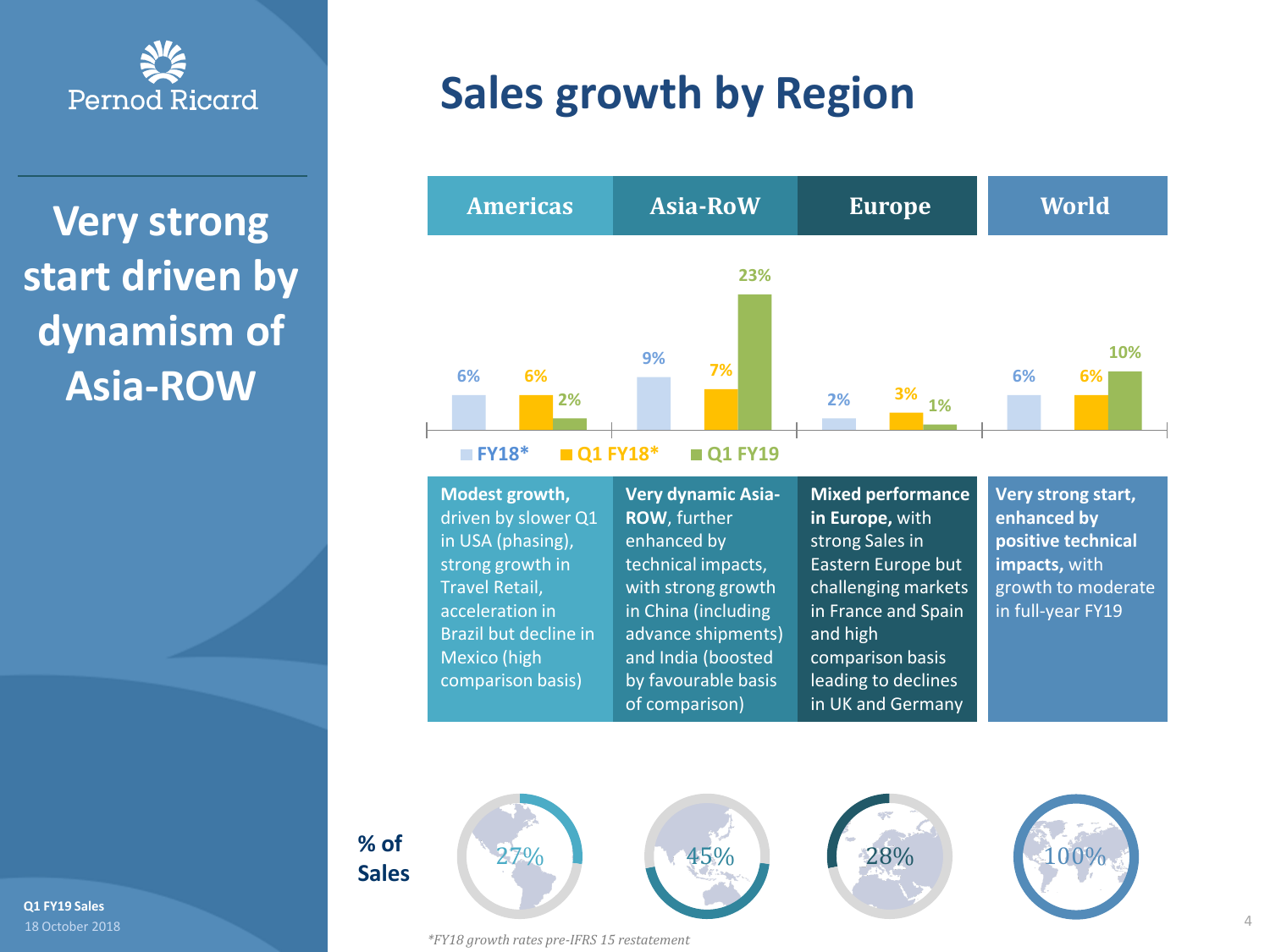# Sales growth by Region

## Very strong start driven by dynamism of Asia-ROW

| | Americas | Asia-RoW | Europe | World |
|---|---|---|---|---|
| FY18* | 6% | 9% | 2% | 6% |
| Q1 FY18* | 6% | 7% | 3% | 6% |
| Q1 FY19 | 2% | 23% | 1% | 10% |
| Comment | **Modest growth,** driven by slower Q1 in USA (phasing), strong growth in Travel Retail, acceleration in Brazil but decline in Mexico (high comparison basis) | **Very dynamic Asia-ROW**, further enhanced by technical impacts, with strong growth in China (including advance shipments) and India (boosted by favourable basis of comparison) | **Mixed performance in Europe,** with strong Sales in Eastern Europe but challenging markets in France and Spain and high comparison basis leading to declines in UK and Germany | **Very strong start, enhanced by positive technical impacts,** with growth to moderate in full-year FY19 |
| % of Sales | 27% | 45% | 28% | 100% |

*FY18 growth rates pre-IFRS 15 restatement

**Q1 FY19 Sales**
18 October 2018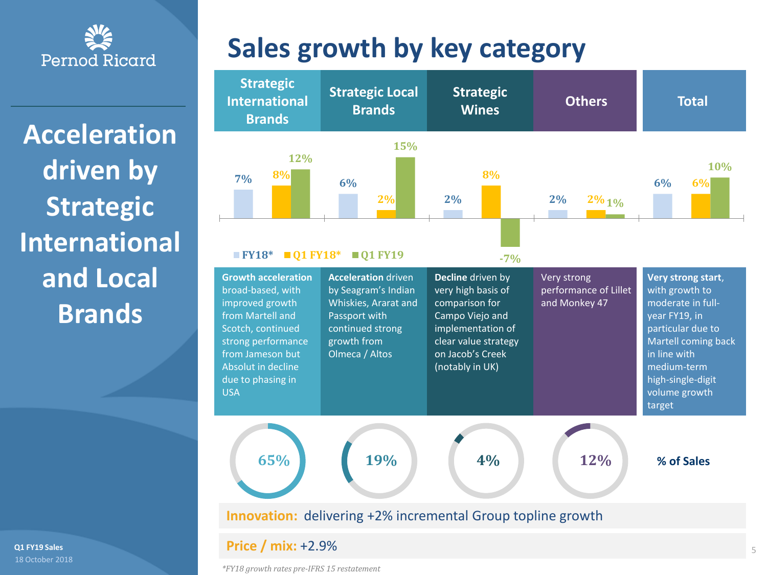Pernod Ricard

# Acceleration driven by Strategic International and Local Brands

## Sales growth by key category

| | Strategic International Brands | Strategic Local Brands | Strategic Wines | Others | Total |
|---|---|---|---|---|---|
| FY18* | 7% | 6% | 2% | 2% | 6% |
| Q1 FY18* | 8% | 2% | 8% | 2% | 6% |
| Q1 FY19 | 12% | 15% | -7% | 1% | 10% |
| Commentary | **Growth acceleration** broad-based, with improved growth from Martell and Scotch, continued strong performance from Jameson but Absolut in decline due to phasing in USA | **Acceleration** driven by Seagram's Indian Whiskies, Ararat and Passport with continued strong growth from Olmeca / Altos | **Decline** driven by very high basis of comparison for Campo Viejo and implementation of clear value strategy on Jacob's Creek (notably in UK) | Very strong performance of Lillet and Monkey 47 | **Very strong start**, with growth to moderate in full-year FY19, in particular due to Martell coming back in line with medium-term high-single-digit volume growth target |
| % of Sales | 65% | 19% | 4% | 12% | |

**Innovation:** delivering +2% incremental Group topline growth

**Price / mix:** +2.9%

*FY18 growth rates pre-IFRS 15 restatement*

**Q1 FY19 Sales**
18 October 2018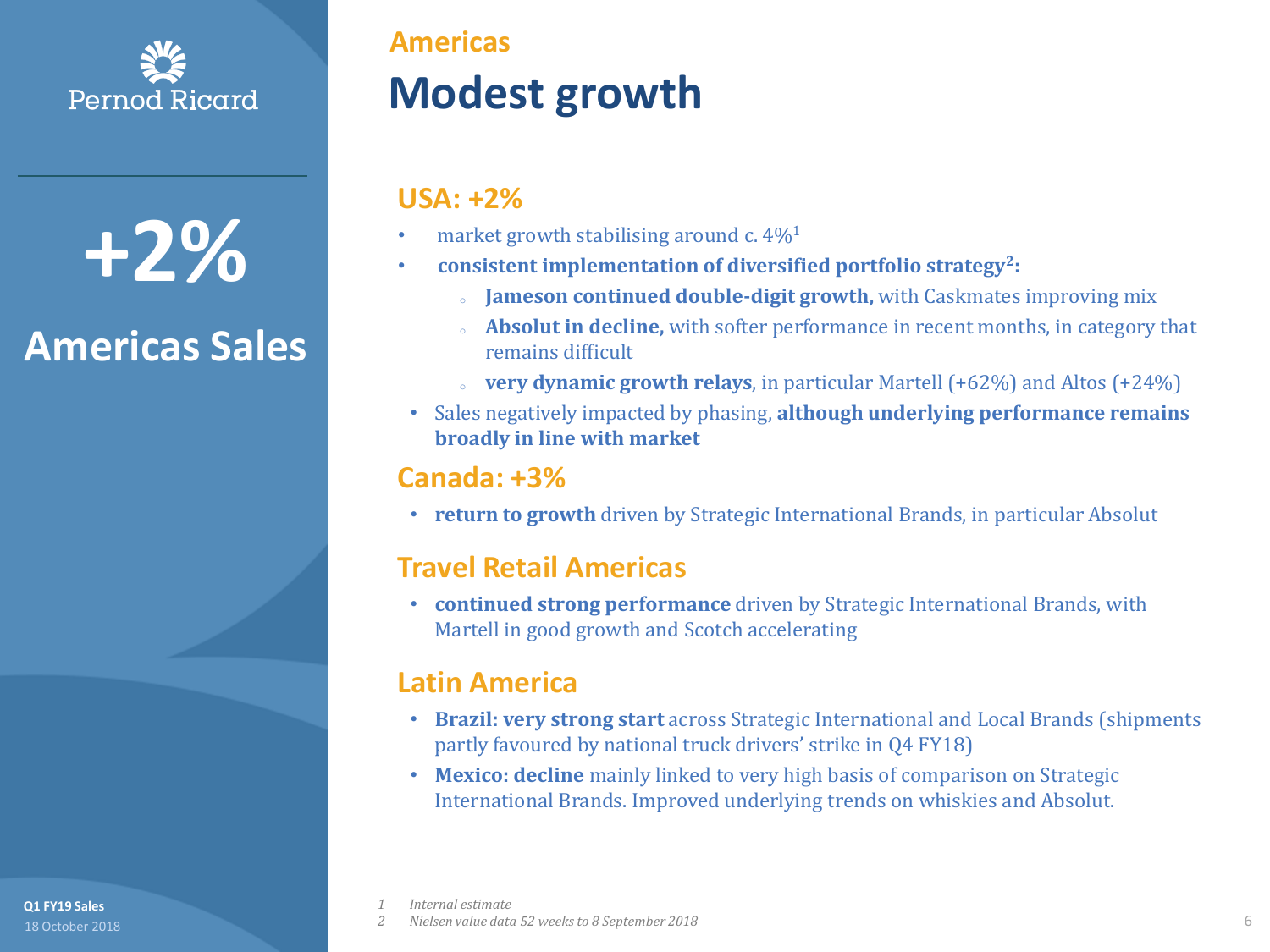Pernod Ricard

# +2%

## Americas Sales

Americas

# Modest growth

### USA: +2%

- market growth stabilising around c. 4%[1]
- **consistent implementation of diversified portfolio strategy[2]:**
  - **Jameson continued double-digit growth,** with Caskmates improving mix
  - **Absolut in decline,** with softer performance in recent months, in category that remains difficult
  - **very dynamic growth relays**, in particular Martell (+62%) and Altos (+24%)
- Sales negatively impacted by phasing, **although underlying performance remains broadly in line with market**

### Canada: +3%

- **return to growth** driven by Strategic International Brands, in particular Absolut

### Travel Retail Americas

- **continued strong performance** driven by Strategic International Brands, with Martell in good growth and Scotch accelerating

### Latin America

- **Brazil: very strong start** across Strategic International and Local Brands (shipments partly favoured by national truck drivers' strike in Q4 FY18)
- **Mexico: decline** mainly linked to very high basis of comparison on Strategic International Brands. Improved underlying trends on whiskies and Absolut.

*1 Internal estimate*

*2 Nielsen value data 52 weeks to 8 September 2018*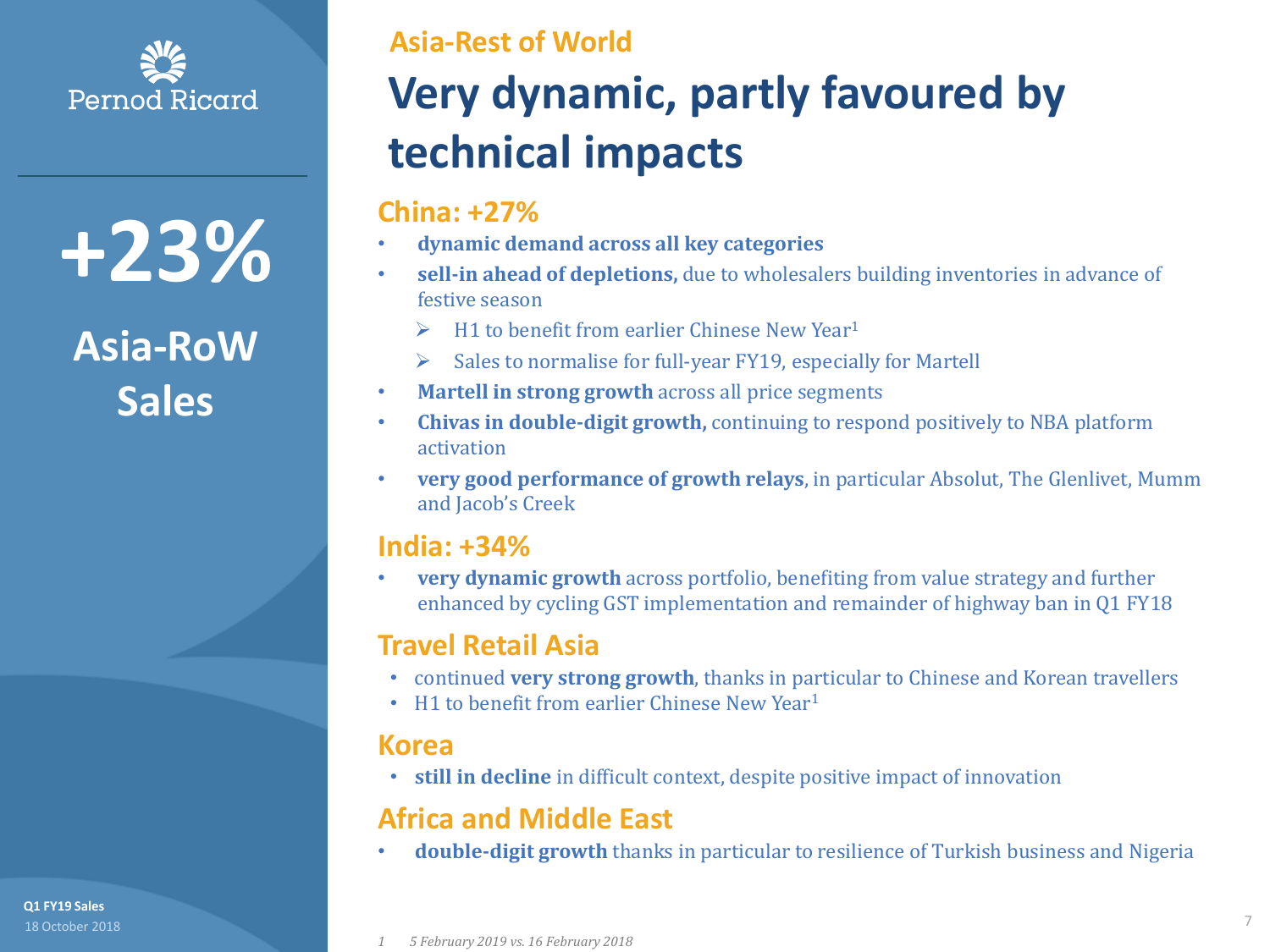**+23%**

**Asia-RoW Sales**

## Asia-Rest of World

# Very dynamic, partly favoured by technical impacts

### China: +27%

- **dynamic demand across all key categories**
- **sell-in ahead of depletions,** due to wholesalers building inventories in advance of festive season
  - H1 to benefit from earlier Chinese New Year[1]
  - Sales to normalise for full-year FY19, especially for Martell
- **Martell in strong growth** across all price segments
- **Chivas in double-digit growth,** continuing to respond positively to NBA platform activation
- **very good performance of growth relays**, in particular Absolut, The Glenlivet, Mumm and Jacob's Creek

### India: +34%

- **very dynamic growth** across portfolio, benefiting from value strategy and further enhanced by cycling GST implementation and remainder of highway ban in Q1 FY18

### Travel Retail Asia

- continued **very strong growth**, thanks in particular to Chinese and Korean travellers
- H1 to benefit from earlier Chinese New Year[1]

### Korea

- **still in decline** in difficult context, despite positive impact of innovation

### Africa and Middle East

- **double-digit growth** thanks in particular to resilience of Turkish business and Nigeria

*1 5 February 2019 vs. 16 February 2018*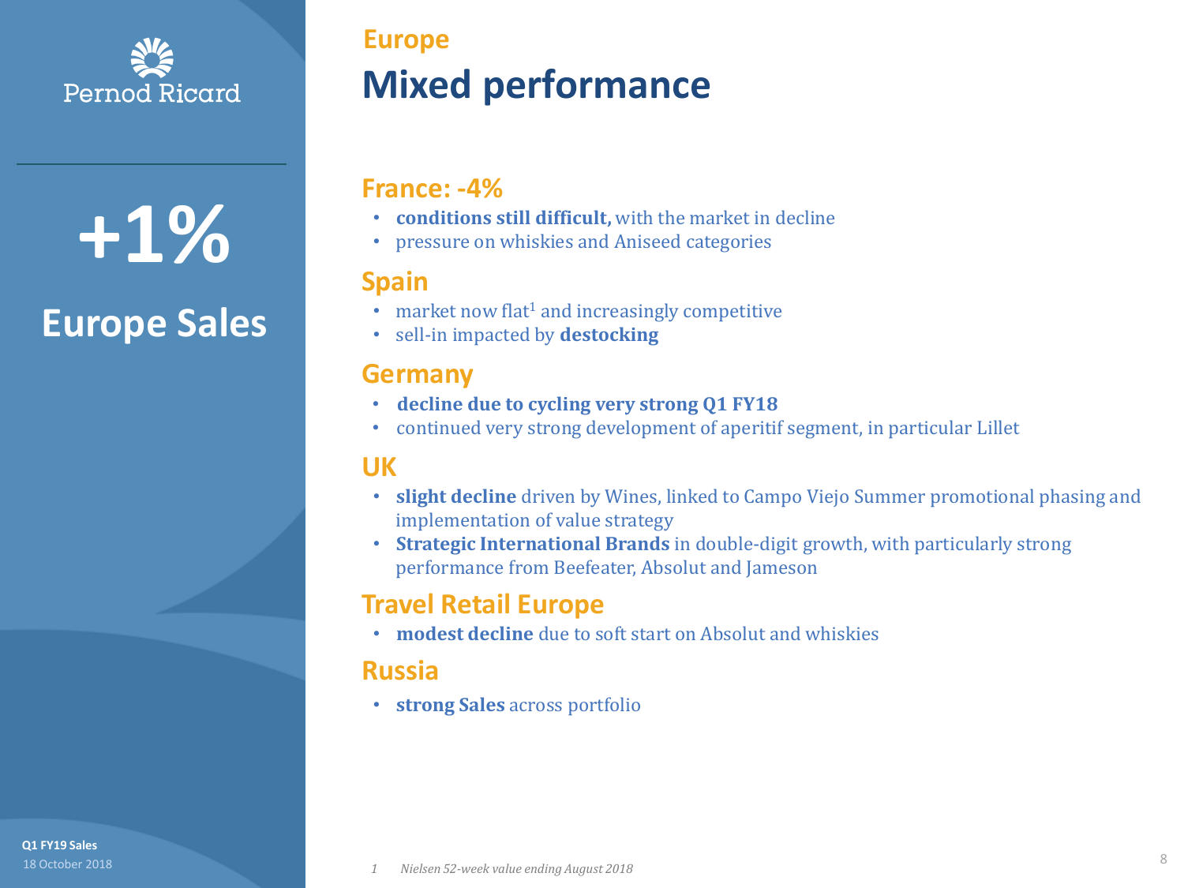# Europe

## Mixed performance

**+1%**

**Europe Sales**

### France: -4%

- **conditions still difficult,** with the market in decline
- pressure on whiskies and Aniseed categories

### Spain

- market now flat[1] and increasingly competitive
- sell-in impacted by **destocking**

### Germany

- **decline due to cycling very strong Q1 FY18**
- continued very strong development of aperitif segment, in particular Lillet

### UK

- **slight decline** driven by Wines, linked to Campo Viejo Summer promotional phasing and implementation of value strategy
- **Strategic International Brands** in double-digit growth, with particularly strong performance from Beefeater, Absolut and Jameson

### Travel Retail Europe

- **modest decline** due to soft start on Absolut and whiskies

### Russia

- **strong Sales** across portfolio

*1 Nielsen 52-week value ending August 2018*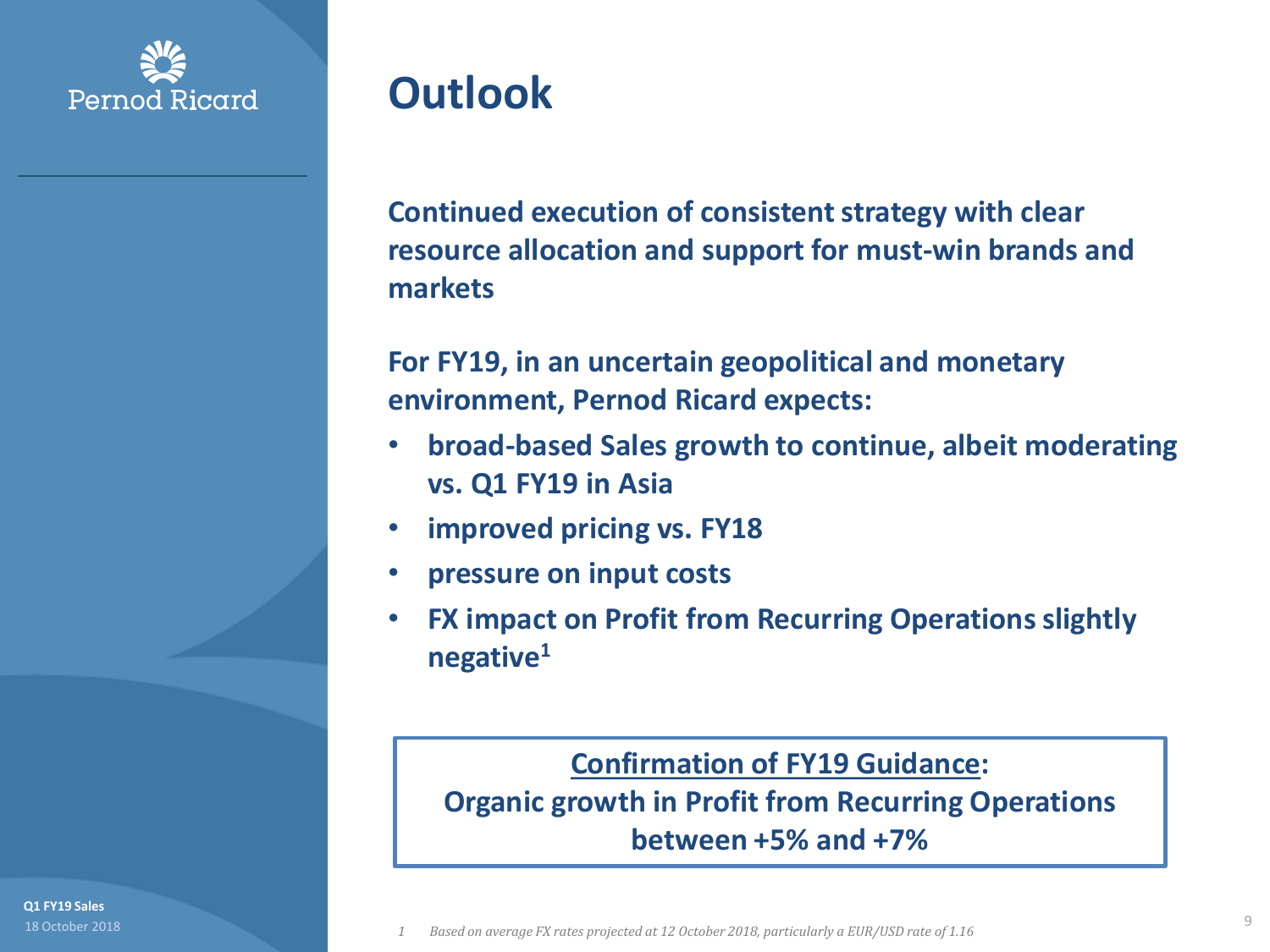# Outlook

**Continued execution of consistent strategy with clear resource allocation and support for must-win brands and markets**

**For FY19, in an uncertain geopolitical and monetary environment, Pernod Ricard expects:**

- **broad-based Sales growth to continue, albeit moderating vs. Q1 FY19 in Asia**
- **improved pricing vs. FY18**
- **pressure on input costs**
- **FX impact on Profit from Recurring Operations slightly negative[1]**

**Confirmation of FY19 Guidance:**
**Organic growth in Profit from Recurring Operations between +5% and +7%**

1 *Based on average FX rates projected at 12 October 2018, particularly a EUR/USD rate of 1.16*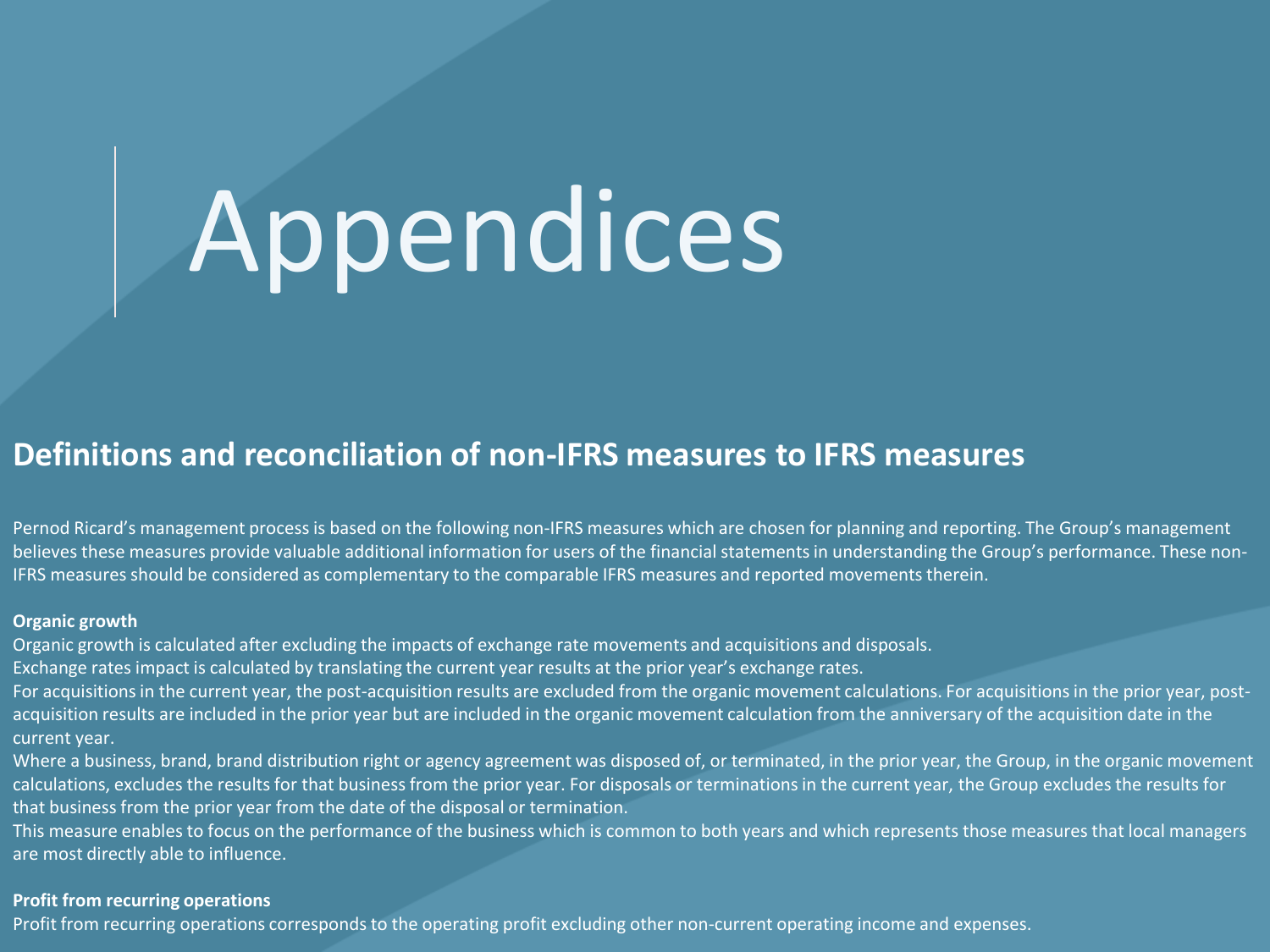# Appendices

## Definitions and reconciliation of non-IFRS measures to IFRS measures

Pernod Ricard's management process is based on the following non-IFRS measures which are chosen for planning and reporting. The Group's management believes these measures provide valuable additional information for users of the financial statements in understanding the Group's performance. These non-IFRS measures should be considered as complementary to the comparable IFRS measures and reported movements therein.

**Organic growth**

Organic growth is calculated after excluding the impacts of exchange rate movements and acquisitions and disposals.

Exchange rates impact is calculated by translating the current year results at the prior year's exchange rates.

For acquisitions in the current year, the post-acquisition results are excluded from the organic movement calculations. For acquisitions in the prior year, post-acquisition results are included in the prior year but are included in the organic movement calculation from the anniversary of the acquisition date in the current year.

Where a business, brand, brand distribution right or agency agreement was disposed of, or terminated, in the prior year, the Group, in the organic movement calculations, excludes the results for that business from the prior year. For disposals or terminations in the current year, the Group excludes the results for that business from the prior year from the date of the disposal or termination.

This measure enables to focus on the performance of the business which is common to both years and which represents those measures that local managers are most directly able to influence.

**Profit from recurring operations**

Profit from recurring operations corresponds to the operating profit excluding other non-current operating income and expenses.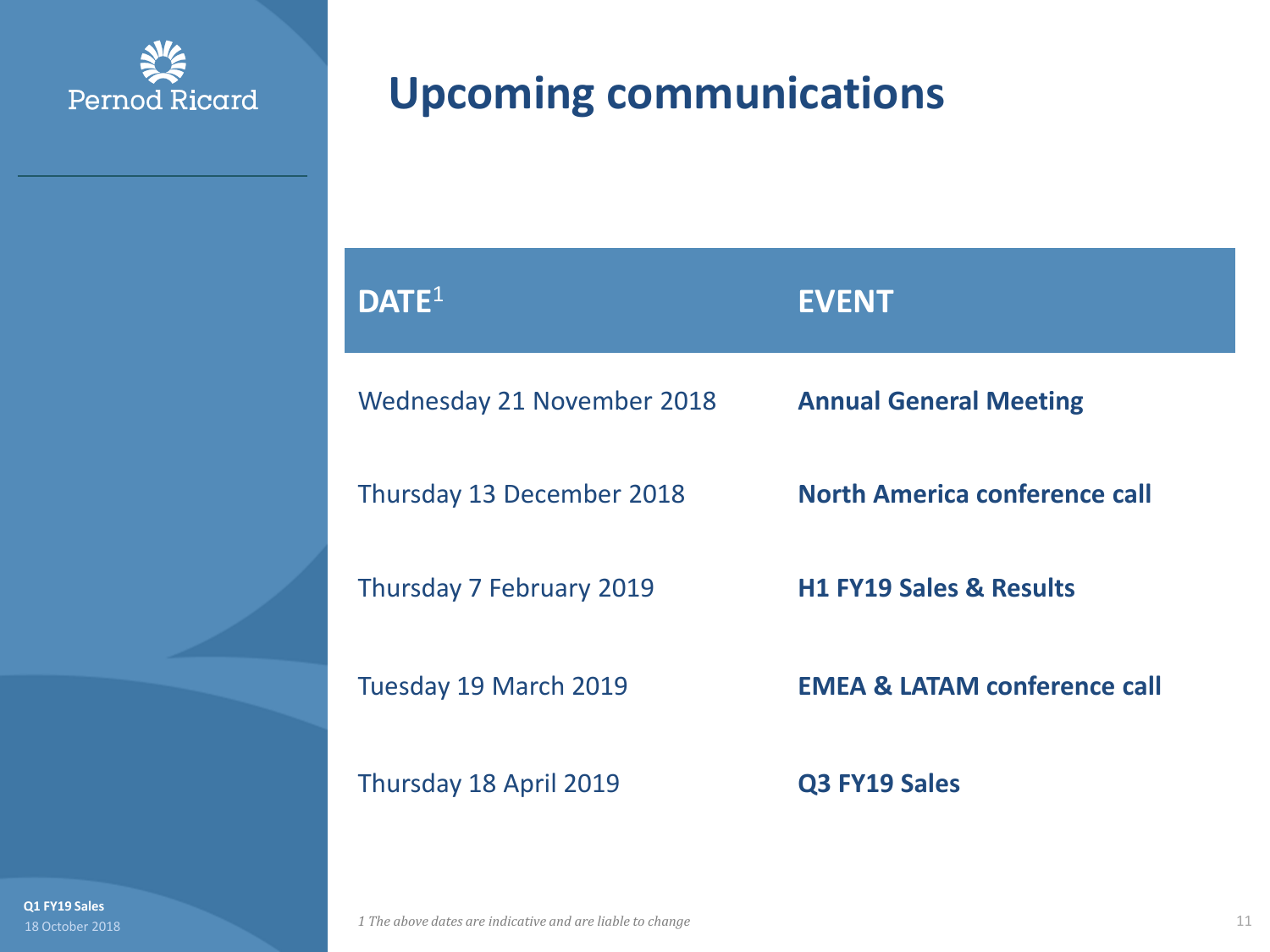# Upcoming communications

| DATE[1] | EVENT |
| --- | --- |
| Wednesday 21 November 2018 | **Annual General Meeting** |
| Thursday 13 December 2018 | **North America conference call** |
| Thursday 7 February 2019 | **H1 FY19 Sales & Results** |
| Tuesday 19 March 2019 | **EMEA & LATAM conference call** |
| Thursday 18 April 2019 | **Q3 FY19 Sales** |

*1 The above dates are indicative and are liable to change*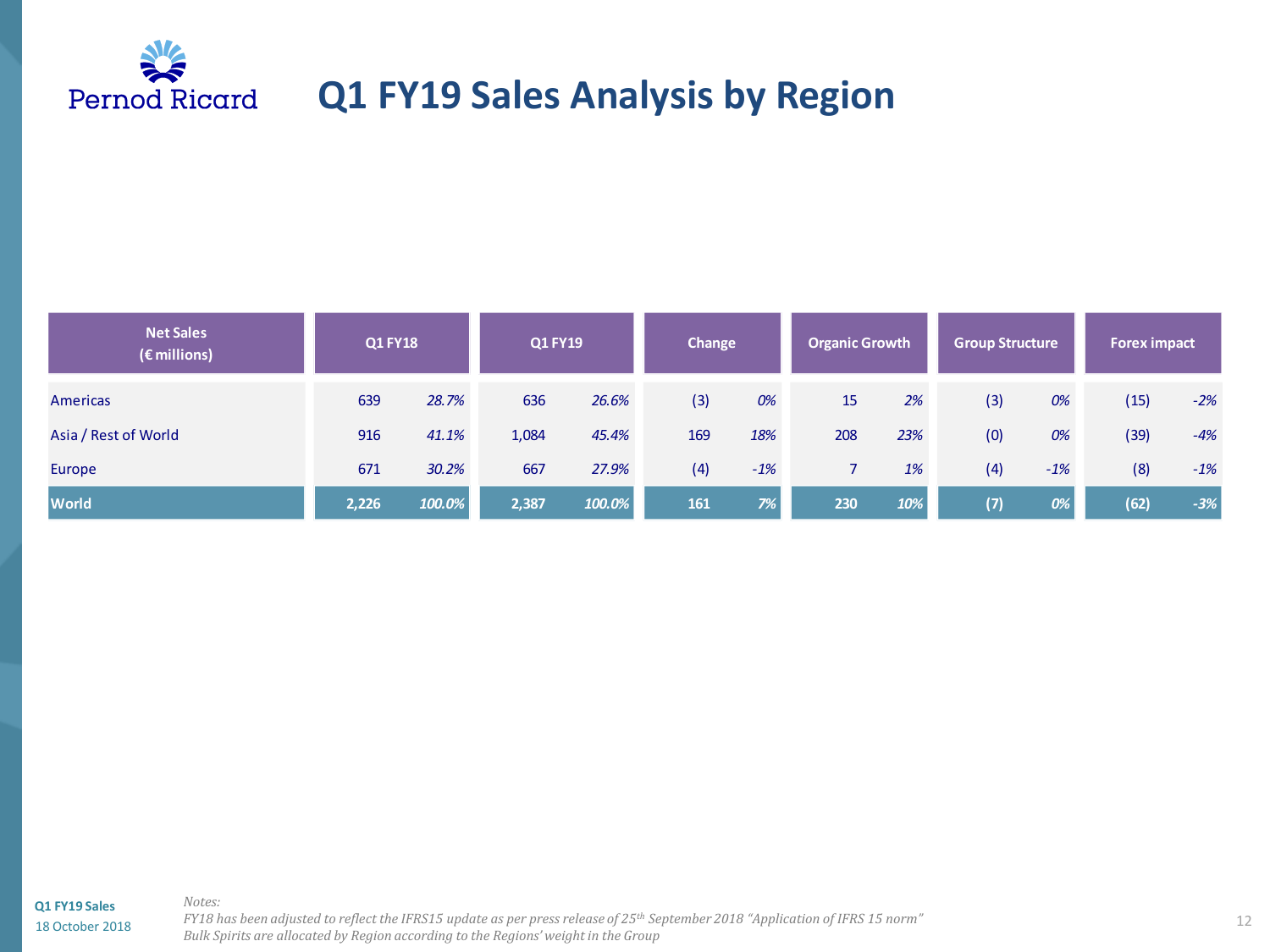# Q1 FY19 Sales Analysis by Region

| Net Sales (€ millions) | Q1 FY18 | | Q1 FY19 | | Change | | Organic Growth | | Group Structure | | Forex impact | |
|---|---|---|---|---|---|---|---|---|---|---|---|---|
| Americas | 639 | *28.7%* | 636 | *26.6%* | (3) | *0%* | 15 | *2%* | (3) | *0%* | (15) | *-2%* |
| Asia / Rest of World | 916 | *41.1%* | 1,084 | *45.4%* | 169 | *18%* | 208 | *23%* | (0) | *0%* | (39) | *-4%* |
| Europe | 671 | *30.2%* | 667 | *27.9%* | (4) | *-1%* | 7 | *1%* | (4) | *-1%* | (8) | *-1%* |
| **World** | **2,226** | ***100.0%*** | **2,387** | ***100.0%*** | **161** | ***7%*** | **230** | ***10%*** | **(7)** | ***0%*** | **(62)** | ***-3%*** |

*Notes:*
*FY18 has been adjusted to reflect the IFRS15 update as per press release of 25th September 2018 "Application of IFRS 15 norm"*
*Bulk Spirits are allocated by Region according to the Regions' weight in the Group*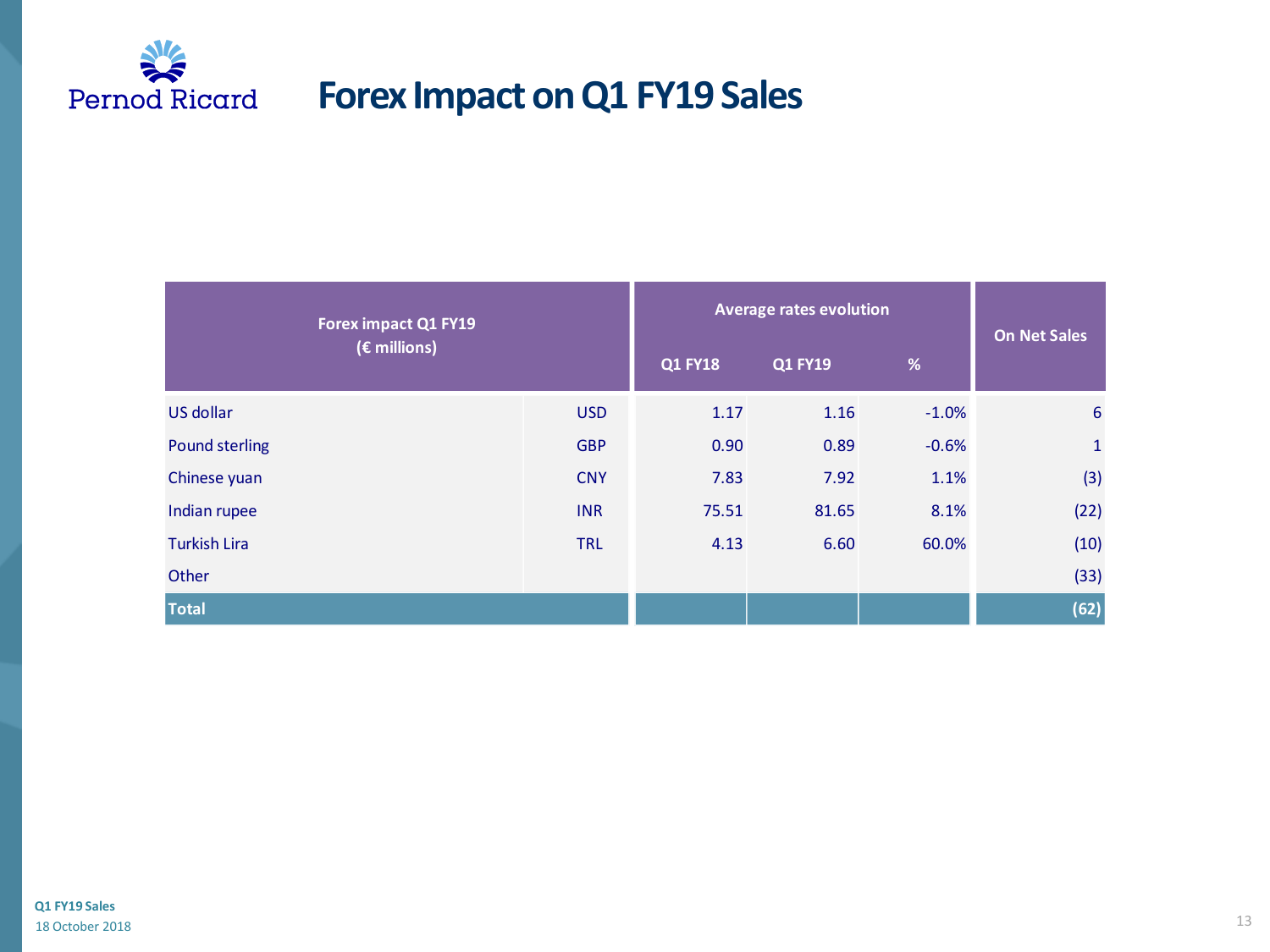# Forex Impact on Q1 FY19 Sales

| Forex impact Q1 FY19 (€ millions) | | Average rates evolution | | | On Net Sales |
|---|---|---|---|---|---|
| | | Q1 FY18 | Q1 FY19 | % | |
| US dollar | USD | 1.17 | 1.16 | -1.0% | 6 |
| Pound sterling | GBP | 0.90 | 0.89 | -0.6% | 1 |
| Chinese yuan | CNY | 7.83 | 7.92 | 1.1% | (3) |
| Indian rupee | INR | 75.51 | 81.65 | 8.1% | (22) |
| Turkish Lira | TRL | 4.13 | 6.60 | 60.0% | (10) |
| Other | | | | | (33) |
| **Total** | | | | | **(62)** |